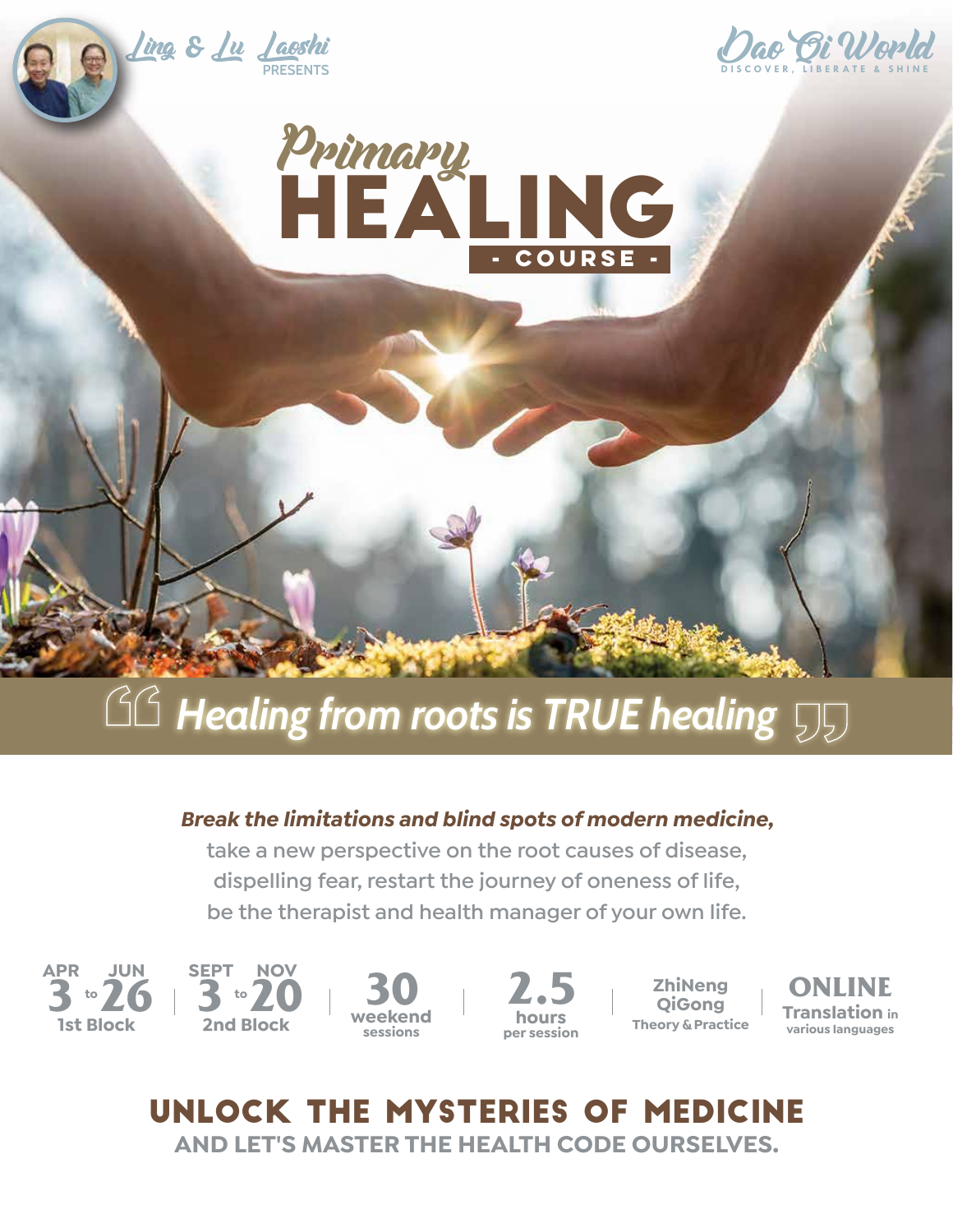Ling & Lu Laoshi
PRESENTS

Dao Qi World
DISCOVER, LIBERATE & SHINE

# Primary HEALING - COURSE -

> *Healing from roots is TRUE healing*

***Break the limitations and blind spots of modern medicine,***
take a new perspective on the root causes of disease,
dispelling fear, restart the journey of oneness of life,
be the therapist and health manager of your own life.

- **APR 3 to JUN 26** — 1st Block
- **SEPT 3 to NOV 20** — 2nd Block
- **30** weekend sessions
- **2.5** hours per session
- **ZhiNeng QiGong** Theory & Practice
- **ONLINE** Translation in various languages

## UNLOCK THE MYSTERIES OF MEDICINE

### AND LET'S MASTER THE HEALTH CODE OURSELVES.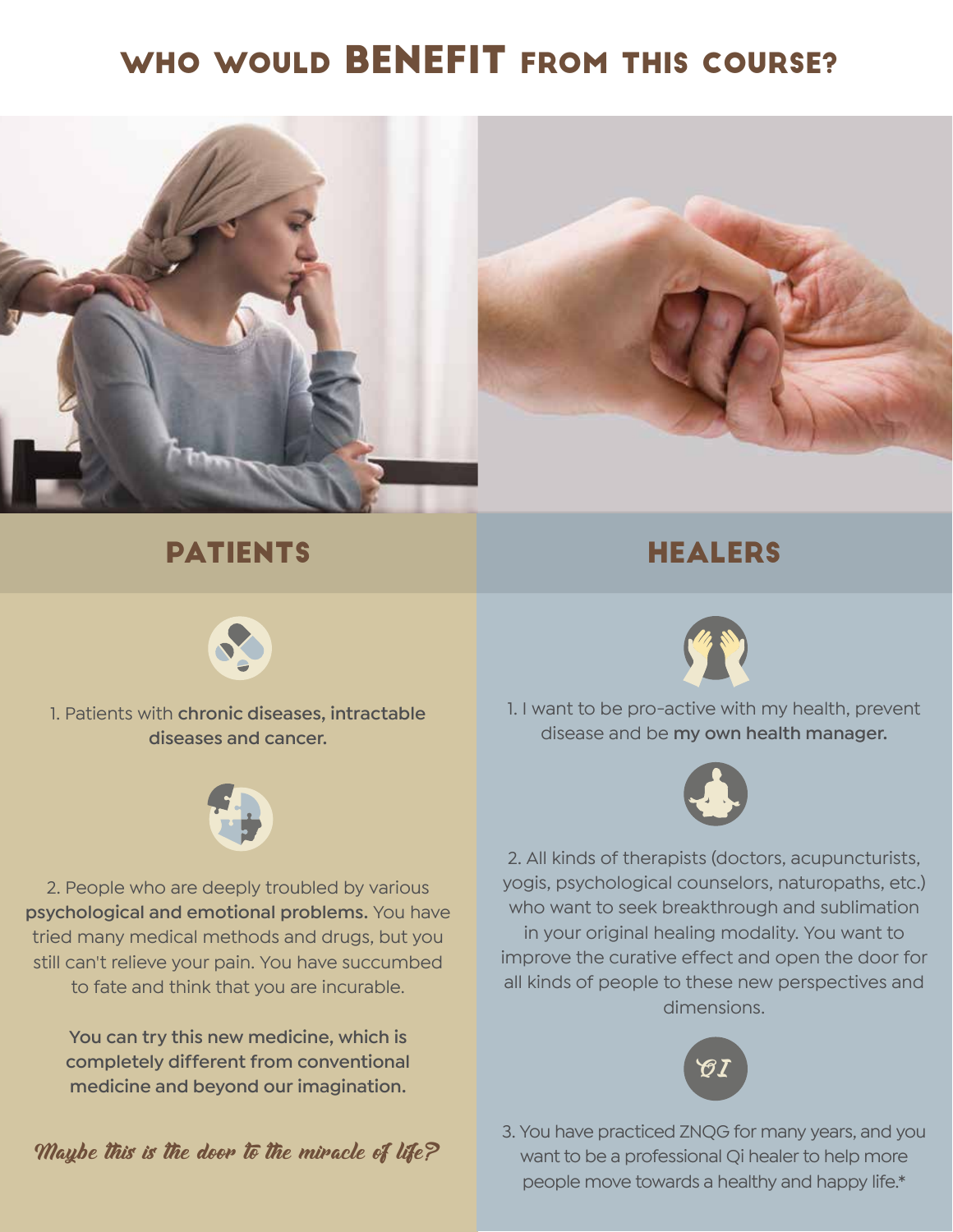# WHO WOULD BENEFIT FROM THIS COURSE?

## PATIENTS

1. Patients with **chronic diseases, intractable diseases and cancer.**

2. People who are deeply troubled by various **psychological and emotional problems.** You have tried many medical methods and drugs, but you still can't relieve your pain. You have succumbed to fate and think that you are incurable.

**You can try this new medicine, which is completely different from conventional medicine and beyond our imagination.**

*Maybe this is the door to the miracle of life?*

## HEALERS

1. I want to be pro-active with my health, prevent disease and be **my own health manager.**

2. All kinds of therapists (doctors, acupuncturists, yogis, psychological counselors, naturopaths, etc.) who want to seek breakthrough and sublimation in your original healing modality. You want to improve the curative effect and open the door for all kinds of people to these new perspectives and dimensions.

QI

3. You have practiced ZNQG for many years, and you want to be a professional Qi healer to help more people move towards a healthy and happy life.*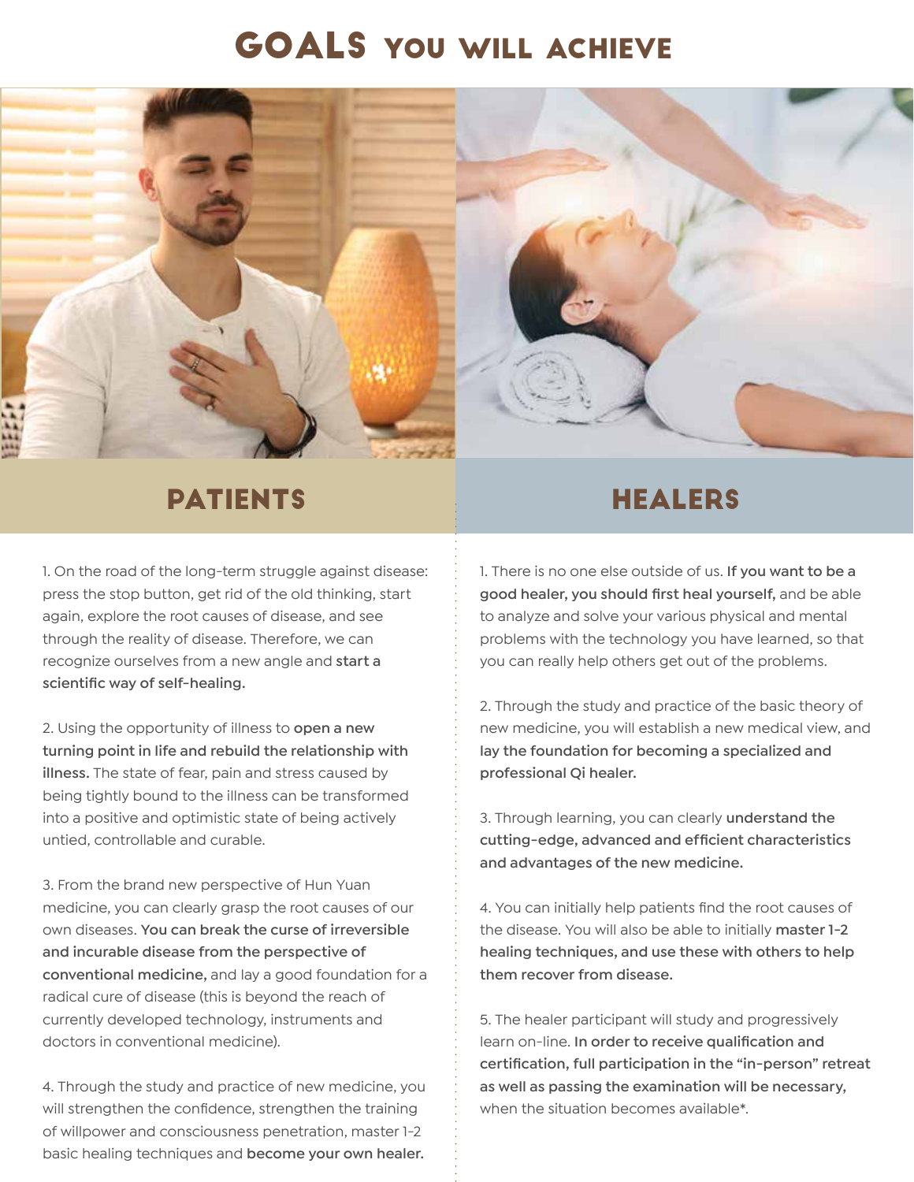# GOALS YOU WILL ACHIEVE

## PATIENTS

1. On the road of the long-term struggle against disease: press the stop button, get rid of the old thinking, start again, explore the root causes of disease, and see through the reality of disease. Therefore, we can recognize ourselves from a new angle and **start a scientific way of self-healing.**

2. Using the opportunity of illness to **open a new turning point in life and rebuild the relationship with illness.** The state of fear, pain and stress caused by being tightly bound to the illness can be transformed into a positive and optimistic state of being actively untied, controllable and curable.

3. From the brand new perspective of Hun Yuan medicine, you can clearly grasp the root causes of our own diseases. **You can break the curse of irreversible and incurable disease from the perspective of conventional medicine,** and lay a good foundation for a radical cure of disease (this is beyond the reach of currently developed technology, instruments and doctors in conventional medicine).

4. Through the study and practice of new medicine, you will strengthen the confidence, strengthen the training of willpower and consciousness penetration, master 1-2 basic healing techniques and **become your own healer.**

## HEALERS

1. There is no one else outside of us. **If you want to be a good healer, you should first heal yourself,** and be able to analyze and solve your various physical and mental problems with the technology you have learned, so that you can really help others get out of the problems.

2. Through the study and practice of the basic theory of new medicine, you will establish a new medical view, and **lay the foundation for becoming a specialized and professional Qi healer.**

3. Through learning, you can clearly **understand the cutting-edge, advanced and efficient characteristics and advantages of the new medicine.**

4. You can initially help patients find the root causes of the disease. You will also be able to initially **master 1-2 healing techniques, and use these with others to help them recover from disease.**

5. The healer participant will study and progressively learn on-line. **In order to receive qualification and certification, full participation in the "in-person" retreat as well as passing the examination will be necessary,** when the situation becomes available*.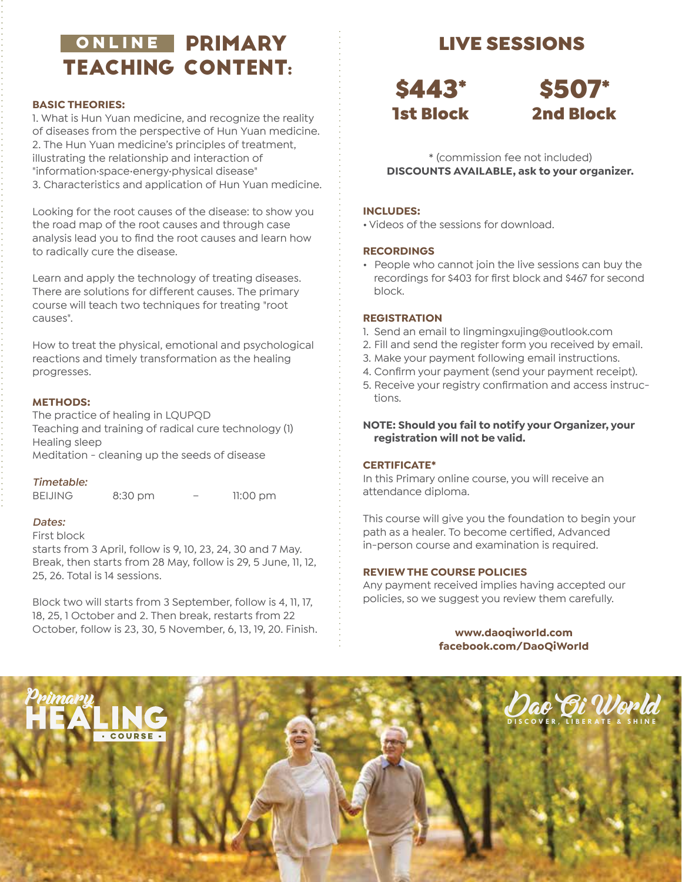# ONLINE PRIMARY TEACHING CONTENT:

**BASIC THEORIES:**

1. What is Hun Yuan medicine, and recognize the reality of diseases from the perspective of Hun Yuan medicine.
2. The Hun Yuan medicine's principles of treatment, illustrating the relationship and interaction of "information·space·energy·physical disease"
3. Characteristics and application of Hun Yuan medicine.

Looking for the root causes of the disease: to show you the road map of the root causes and through case analysis lead you to find the root causes and learn how to radically cure the disease.

Learn and apply the technology of treating diseases. There are solutions for different causes. The primary course will teach two techniques for treating "root causes".

How to treat the physical, emotional and psychological reactions and timely transformation as the healing progresses.

**METHODS:**

The practice of healing in LQUPQD
Teaching and training of radical cure technology (1)
Healing sleep
Meditation - cleaning up the seeds of disease

*Timetable:*

BEIJING 8:30 pm – 11:00 pm

*Dates:*

First block
starts from 3 April, follow is 9, 10, 23, 24, 30 and 7 May. Break, then starts from 28 May, follow is 29, 5 June, 11, 12, 25, 26. Total is 14 sessions.

Block two will starts from 3 September, follow is 4, 11, 17, 18, 25, 1 October and 2. Then break, restarts from 22 October, follow is 23, 30, 5 November, 6, 13, 19, 20. Finish.

# LIVE SESSIONS

**$443*** **1st Block**

**$507*** **2nd Block**

* (commission fee not included)
**DISCOUNTS AVAILABLE, ask to your organizer.**

**INCLUDES:**

• Videos of the sessions for download.

**RECORDINGS**

• People who cannot join the live sessions can buy the recordings for $403 for first block and $467 for second block.

**REGISTRATION**

1. Send an email to lingmingxujing@outlook.com
2. Fill and send the register form you received by email.
3. Make your payment following email instructions.
4. Confirm your payment (send your payment receipt).
5. Receive your registry confirmation and access instructions.

**NOTE: Should you fail to notify your Organizer, your registration will not be valid.**

**CERTIFICATE***

In this Primary online course, you will receive an attendance diploma.

This course will give you the foundation to begin your path as a healer. To become certified, Advanced in-person course and examination is required.

**REVIEW THE COURSE POLICIES**

Any payment received implies having accepted our policies, so we suggest you review them carefully.

**www.daoqiworld.com**
**facebook.com/DaoQiWorld**

Primary HEALING · COURSE ·

Dao Qi World
DISCOVER, LIBERATE & SHINE